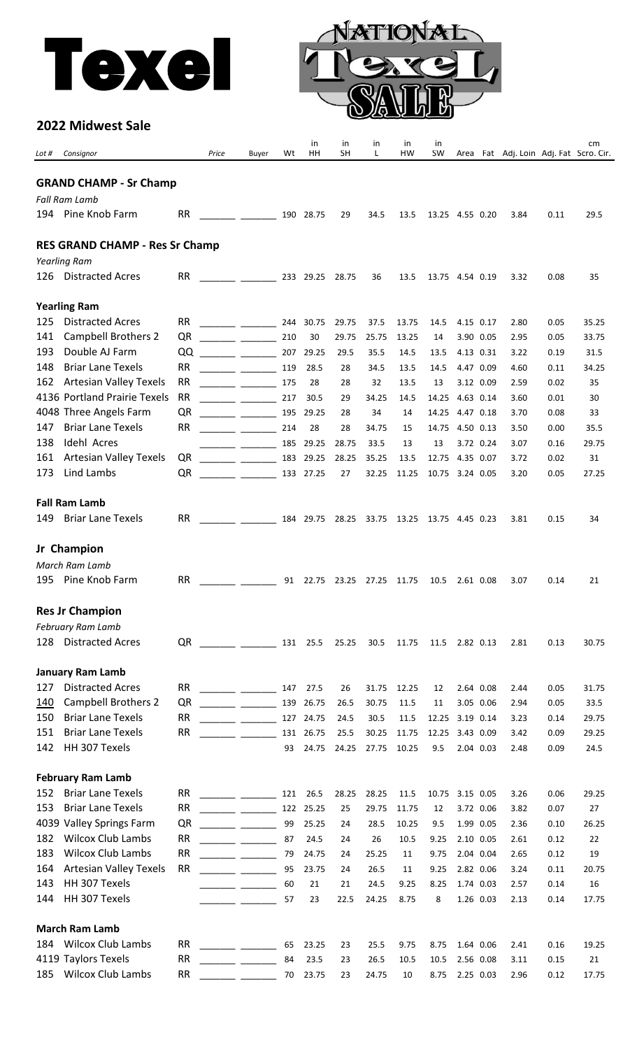# Texel

**NATIONAL Texel SALE**

## 2022 Midwest Sale

| Lot # | Consignor | | Price | Buyer | Wt | in HH | in SH | in L | in HW | in SW | Area | Fat | Adj. Loin | Adj. Fat | cm Scro. Cir. |
|---|---|---|---|---|---|---|---|---|---|---|---|---|---|---|---|
| **GRAND CHAMP - Sr Champ** | | | | | | | | | | | | | | | |
| *Fall Ram Lamb* | | | | | | | | | | | | | | | |
| 194 | Pine Knob Farm | RR | | | 190 | 28.75 | 29 | 34.5 | 13.5 | 13.25 | 4.55 | 0.20 | 3.84 | 0.11 | 29.5 |
| **RES GRAND CHAMP - Res Sr Champ** | | | | | | | | | | | | | | | |
| *Yearling Ram* | | | | | | | | | | | | | | | |
| 126 | Distracted Acres | RR | | | 233 | 29.25 | 28.75 | 36 | 13.5 | 13.75 | 4.54 | 0.19 | 3.32 | 0.08 | 35 |
| **Yearling Ram** | | | | | | | | | | | | | | | |
| 125 | Distracted Acres | RR | | | 244 | 30.75 | 29.75 | 37.5 | 13.75 | 14.5 | 4.15 | 0.17 | 2.80 | 0.05 | 35.25 |
| 141 | Campbell Brothers 2 | QR | | | 210 | 30 | 29.75 | 25.75 | 13.25 | 14 | 3.90 | 0.05 | 2.95 | 0.05 | 33.75 |
| 193 | Double AJ Farm | QQ | | | 207 | 29.25 | 29.5 | 35.5 | 14.5 | 13.5 | 4.13 | 0.31 | 3.22 | 0.19 | 31.5 |
| 148 | Briar Lane Texels | RR | | | 119 | 28.5 | 28 | 34.5 | 13.5 | 14.5 | 4.47 | 0.09 | 4.60 | 0.11 | 34.25 |
| 162 | Artesian Valley Texels | RR | | | 175 | 28 | 28 | 32 | 13.5 | 13 | 3.12 | 0.09 | 2.59 | 0.02 | 35 |
| 4136 | Portland Prairie Texels | RR | | | 217 | 30.5 | 29 | 34.25 | 14.5 | 14.25 | 4.63 | 0.14 | 3.60 | 0.01 | 30 |
| 4048 | Three Angels Farm | QR | | | 195 | 29.25 | 34 | 14 | 14.25 | 4.47 | 0.18 | 3.70 | 0.08 | 33 | |
| 147 | Briar Lane Texels | RR | | | 214 | 28 | 28 | 34.75 | 15 | 14.75 | 4.50 | 0.13 | 3.50 | 0.00 | 35.5 |
| 138 | Idehl Acres | | | | 185 | 29.25 | 28.75 | 33.5 | 13 | 13 | 3.72 | 0.24 | 3.07 | 0.16 | 29.75 |
| 161 | Artesian Valley Texels | QR | | | 183 | 29.25 | 28.25 | 35.25 | 13.5 | 12.75 | 4.35 | 0.07 | 3.72 | 0.02 | 31 |
| 173 | Lind Lambs | QR | | | 133 | 27.25 | 27 | 32.25 | 11.25 | 10.75 | 3.24 | 0.05 | 3.20 | 0.05 | 27.25 |
| **Fall Ram Lamb** | | | | | | | | | | | | | | | |
| 149 | Briar Lane Texels | RR | | | 184 | 29.75 | 28.25 | 33.75 | 13.25 | 13.75 | 4.45 | 0.23 | 3.81 | 0.15 | 34 |
| **Jr Champion** | | | | | | | | | | | | | | | |
| *March Ram Lamb* | | | | | | | | | | | | | | | |
| 195 | Pine Knob Farm | RR | | | 91 | 22.75 | 23.25 | 27.25 | 11.75 | 10.5 | 2.61 | 0.08 | 3.07 | 0.14 | 21 |
| **Res Jr Champion** | | | | | | | | | | | | | | | |
| *February Ram Lamb* | | | | | | | | | | | | | | | |
| 128 | Distracted Acres | QR | | | 131 | 25.5 | 25.25 | 30.5 | 11.75 | 11.5 | 2.82 | 0.13 | 2.81 | 0.13 | 30.75 |
| **January Ram Lamb** | | | | | | | | | | | | | | | |
| 127 | Distracted Acres | RR | | | 147 | 27.5 | 26 | 31.75 | 12.25 | 12 | 2.64 | 0.08 | 2.44 | 0.05 | 31.75 |
| 140 | Campbell Brothers 2 | QR | | | 139 | 26.75 | 26.5 | 30.75 | 11.5 | 11 | 3.05 | 0.06 | 2.94 | 0.05 | 33.5 |
| 150 | Briar Lane Texels | RR | | | 127 | 24.75 | 24.5 | 30.5 | 11.5 | 12.25 | 3.19 | 0.14 | 3.23 | 0.14 | 29.75 |
| 151 | Briar Lane Texels | RR | | | 131 | 26.75 | 25.5 | 30.25 | 11.75 | 12.25 | 3.43 | 0.09 | 3.42 | 0.09 | 29.25 |
| 142 | HH 307 Texels | | | | 93 | 24.75 | 24.25 | 27.75 | 10.25 | 9.5 | 2.04 | 0.03 | 2.48 | 0.09 | 24.5 |
| **February Ram Lamb** | | | | | | | | | | | | | | | |
| 152 | Briar Lane Texels | RR | | | 121 | 26.5 | 28.25 | 28.25 | 11.5 | 10.75 | 3.15 | 0.05 | 3.26 | 0.06 | 29.25 |
| 153 | Briar Lane Texels | RR | | | 122 | 25.25 | 25 | 29.75 | 11.75 | 12 | 3.72 | 0.06 | 3.82 | 0.07 | 27 |
| 4039 | Valley Springs Farm | QR | | | 99 | 25.25 | 24 | 28.5 | 10.25 | 9.5 | 1.99 | 0.05 | 2.36 | 0.10 | 26.25 |
| 182 | Wilcox Club Lambs | RR | | | 87 | 24.5 | 24 | 26 | 10.5 | 9.25 | 2.10 | 0.05 | 2.61 | 0.12 | 22 |
| 183 | Wilcox Club Lambs | RR | | | 79 | 24.75 | 24 | 25.25 | 11 | 9.75 | 2.04 | 0.04 | 2.65 | 0.12 | 19 |
| 164 | Artesian Valley Texels | RR | | | 95 | 23.75 | 24 | 26.5 | 11 | 9.25 | 2.82 | 0.06 | 3.24 | 0.11 | 20.75 |
| 143 | HH 307 Texels | | | | 60 | 21 | 21 | 24.5 | 9.25 | 8.25 | 1.74 | 0.03 | 2.57 | 0.14 | 16 |
| 144 | HH 307 Texels | | | | 57 | 23 | 22.5 | 24.25 | 8.75 | 8 | 1.26 | 0.03 | 2.13 | 0.14 | 17.75 |
| **March Ram Lamb** | | | | | | | | | | | | | | | |
| 184 | Wilcox Club Lambs | RR | | | 65 | 23.25 | 23 | 25.5 | 9.75 | 8.75 | 1.64 | 0.06 | 2.41 | 0.16 | 19.25 |
| 4119 | Taylors Texels | RR | | | 84 | 23.5 | 23 | 26.5 | 10.5 | 10.5 | 2.56 | 0.08 | 3.11 | 0.15 | 21 |
| 185 | Wilcox Club Lambs | RR | | | 70 | 23.75 | 23 | 24.75 | 10 | 8.75 | 2.25 | 0.03 | 2.96 | 0.12 | 17.75 |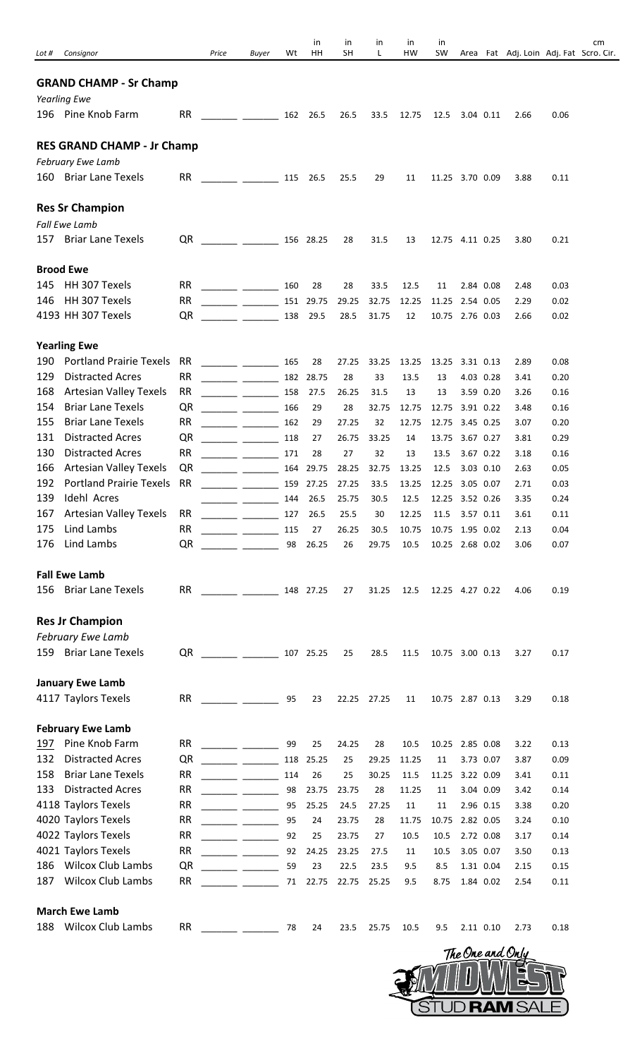| Lot # | Consignor | | Price | Buyer | Wt | in HH | in SH | in L | in HW | in SW | Area | Fat | Adj. Loin | Adj. Fat | cm Scro. Cir. |
|---|---|---|---|---|---|---|---|---|---|---|---|---|---|---|---|
| **GRAND CHAMP - Sr Champ** | | | | | | | | | | | | | | | |
| *Yearling Ewe* | | | | | | | | | | | | | | | |
| 196 | Pine Knob Farm | RR | | | 162 | 26.5 | 26.5 | 33.5 | 12.75 | 12.5 | 3.04 | 0.11 | 2.66 | 0.06 | |
| **RES GRAND CHAMP - Jr Champ** | | | | | | | | | | | | | | | |
| *February Ewe Lamb* | | | | | | | | | | | | | | | |
| 160 | Briar Lane Texels | RR | | | 115 | 26.5 | 25.5 | 29 | 11 | 11.25 | 3.70 | 0.09 | 3.88 | 0.11 | |
| **Res Sr Champion** | | | | | | | | | | | | | | | |
| *Fall Ewe Lamb* | | | | | | | | | | | | | | | |
| 157 | Briar Lane Texels | QR | | | 156 | 28.25 | 28 | 31.5 | 13 | 12.75 | 4.11 | 0.25 | 3.80 | 0.21 | |
| **Brood Ewe** | | | | | | | | | | | | | | | |
| 145 | HH 307 Texels | RR | | | 160 | 28 | 28 | 33.5 | 12.5 | 11 | 2.84 | 0.08 | 2.48 | 0.03 | |
| 146 | HH 307 Texels | RR | | | 151 | 29.75 | 29.25 | 32.75 | 12.25 | 11.25 | 2.54 | 0.05 | 2.29 | 0.02 | |
| 4193 | HH 307 Texels | QR | | | 138 | 29.5 | 28.5 | 31.75 | 12 | 10.75 | 2.76 | 0.03 | 2.66 | 0.02 | |
| **Yearling Ewe** | | | | | | | | | | | | | | | |
| 190 | Portland Prairie Texels | RR | | | 165 | 28 | 27.25 | 33.25 | 13.25 | 13.25 | 3.31 | 0.13 | 2.89 | 0.08 | |
| 129 | Distracted Acres | RR | | | 182 | 28.75 | 28 | 33 | 13.5 | 13 | 4.03 | 0.28 | 3.41 | 0.20 | |
| 168 | Artesian Valley Texels | RR | | | 158 | 27.5 | 26.25 | 31.5 | 13 | 13 | 3.59 | 0.20 | 3.26 | 0.16 | |
| 154 | Briar Lane Texels | QR | | | 166 | 29 | 28 | 32.75 | 12.75 | 12.75 | 3.91 | 0.22 | 3.48 | 0.16 | |
| 155 | Briar Lane Texels | RR | | | 162 | 29 | 27.25 | 32 | 12.75 | 12.75 | 3.45 | 0.25 | 3.07 | 0.20 | |
| 131 | Distracted Acres | QR | | | 118 | 27 | 26.75 | 33.25 | 14 | 13.75 | 3.67 | 0.27 | 3.81 | 0.29 | |
| 130 | Distracted Acres | RR | | | 171 | 28 | 27 | 32 | 13 | 13.5 | 3.67 | 0.22 | 3.18 | 0.16 | |
| 166 | Artesian Valley Texels | QR | | | 164 | 29.75 | 28.25 | 32.75 | 13.25 | 12.5 | 3.03 | 0.10 | 2.63 | 0.05 | |
| 192 | Portland Prairie Texels | RR | | | 159 | 27.25 | 27.25 | 33.5 | 13.25 | 12.25 | 3.05 | 0.07 | 2.71 | 0.03 | |
| 139 | Idehl Acres | | | | 144 | 26.5 | 25.75 | 30.5 | 12.5 | 12.25 | 3.52 | 0.26 | 3.35 | 0.24 | |
| 167 | Artesian Valley Texels | RR | | | 127 | 26.5 | 25.5 | 30 | 12.25 | 11.5 | 3.57 | 0.11 | 3.61 | 0.11 | |
| 175 | Lind Lambs | RR | | | 115 | 27 | 26.25 | 30.5 | 10.75 | 10.75 | 1.95 | 0.02 | 2.13 | 0.04 | |
| 176 | Lind Lambs | QR | | | 98 | 26.25 | 26 | 29.75 | 10.5 | 10.25 | 2.68 | 0.02 | 3.06 | 0.07 | |
| **Fall Ewe Lamb** | | | | | | | | | | | | | | | |
| 156 | Briar Lane Texels | RR | | | 148 | 27.25 | 27 | 31.25 | 12.5 | 12.25 | 4.27 | 0.22 | 4.06 | 0.19 | |
| **Res Jr Champion** | | | | | | | | | | | | | | | |
| *February Ewe Lamb* | | | | | | | | | | | | | | | |
| 159 | Briar Lane Texels | QR | | | 107 | 25.25 | 25 | 28.5 | 11.5 | 10.75 | 3.00 | 0.13 | 3.27 | 0.17 | |
| **January Ewe Lamb** | | | | | | | | | | | | | | | |
| 4117 | Taylors Texels | RR | | | 95 | 23 | 22.25 | 27.25 | 11 | 10.75 | 2.87 | 0.13 | 3.29 | 0.18 | |
| **February Ewe Lamb** | | | | | | | | | | | | | | | |
| 197 | Pine Knob Farm | RR | | | 99 | 25 | 24.25 | 28 | 10.5 | 10.25 | 2.85 | 0.08 | 3.22 | 0.13 | |
| 132 | Distracted Acres | QR | | | 118 | 25.25 | 25 | 29.25 | 11.25 | 11 | 3.73 | 0.07 | 3.87 | 0.09 | |
| 158 | Briar Lane Texels | RR | | | 114 | 26 | 25 | 30.25 | 11.5 | 11.25 | 3.22 | 0.09 | 3.41 | 0.11 | |
| 133 | Distracted Acres | RR | | | 98 | 23.75 | 23.75 | 28 | 11.25 | 11 | 3.04 | 0.09 | 3.42 | 0.14 | |
| 4118 | Taylors Texels | RR | | | 95 | 25.25 | 24.5 | 27.25 | 11 | 11 | 2.96 | 0.15 | 3.38 | 0.20 | |
| 4020 | Taylors Texels | RR | | | 95 | 24 | 23.75 | 28 | 11.75 | 10.75 | 2.82 | 0.05 | 3.24 | 0.10 | |
| 4022 | Taylors Texels | RR | | | 92 | 25 | 23.75 | 27 | 10.5 | 10.5 | 2.72 | 0.08 | 3.17 | 0.14 | |
| 4021 | Taylors Texels | RR | | | 92 | 24.25 | 23.25 | 27.5 | 11 | 10.5 | 3.05 | 0.07 | 3.50 | 0.13 | |
| 186 | Wilcox Club Lambs | QR | | | 59 | 23 | 22.5 | 23.5 | 9.5 | 8.5 | 1.31 | 0.04 | 2.15 | 0.15 | |
| 187 | Wilcox Club Lambs | RR | | | 71 | 22.75 | 22.75 | 25.25 | 9.5 | 8.75 | 1.84 | 0.02 | 2.54 | 0.11 | |
| **March Ewe Lamb** | | | | | | | | | | | | | | | |
| 188 | Wilcox Club Lambs | RR | | | 78 | 24 | 23.5 | 25.75 | 10.5 | 9.5 | 2.11 | 0.10 | 2.73 | 0.18 | |

The One and Only MIDWEST STUD RAM SALE